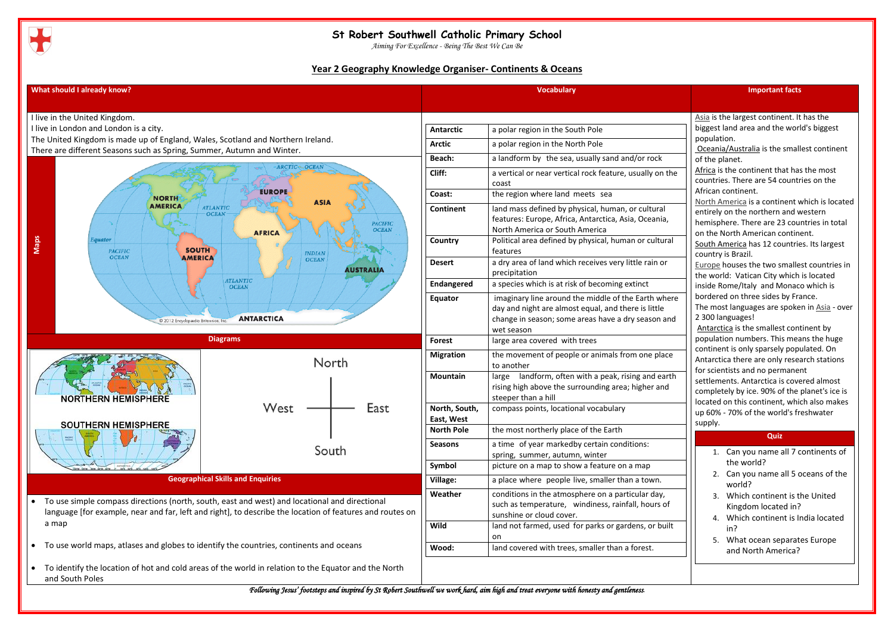# St Robert Southwell Catholic Primary School

*Aiming For Excellence - Being The Best We Can Be*

## Year 2 Geography Knowledge Organiser- Continents & Oceans

### What should I already know?

I live in the United Kingdom.
I live in London and London is a city.
The United Kingdom is made up of England, Wales, Scotland and Northern Ireland.
There are different Seasons such as Spring, Summer, Autumn and Winter.

### Maps

ARCTIC OCEAN, NORTH AMERICA, EUROPE, ASIA, ATLANTIC OCEAN, PACIFIC OCEAN, AFRICA, Equator, PACIFIC OCEAN, SOUTH AMERICA, INDIAN OCEAN, AUSTRALIA, ATLANTIC OCEAN, ANTARCTICA

© 2012 Encyclopædia Britannica, Inc.

### Diagrams

NORTHERN HEMISPHERE

SOUTHERN HEMISPHERE

North, West, East, South

### Geographical Skills and Enquiries

- To use simple compass directions (north, south, east and west) and locational and directional language [for example, near and far, left and right], to describe the location of features and routes on a map
- To use world maps, atlases and globes to identify the countries, continents and oceans
- To identify the location of hot and cold areas of the world in relation to the Equator and the North and South Poles

### Vocabulary

| Word | Meaning |
|---|---|
| Antarctic | a polar region in the South Pole |
| Arctic | a polar region in the North Pole |
| Beach: | a landform by the sea, usually sand and/or rock |
| Cliff: | a vertical or near vertical rock feature, usually on the coast |
| Coast: | the region where land meets sea |
| Continent | land mass defined by physical, human, or cultural features: Europe, Africa, Antarctica, Asia, Oceania, North America or South America |
| Country | Political area defined by physical, human or cultural features |
| Desert | a dry area of land which receives very little rain or precipitation |
| Endangered | a species which is at risk of becoming extinct |
| Equator | imaginary line around the middle of the Earth where day and night are almost equal, and there is little change in season; some areas have a dry season and wet season |
| Forest | large area covered with trees |
| Migration | the movement of people or animals from one place to another |
| Mountain | large landform, often with a peak, rising and earth rising high above the surrounding area; higher and steeper than a hill |
| North, South, East, West | compass points, locational vocabulary |
| North Pole | the most northerly place of the Earth |
| Seasons | a time of year markedby certain conditions: spring, summer, autumn, winter |
| Symbol | picture on a map to show a feature on a map |
| Village: | a place where people live, smaller than a town. |
| Weather | conditions in the atmosphere on a particular day, such as temperature, windiness, rainfall, hours of sunshine or cloud cover. |
| Wild | land not farmed, used for parks or gardens, or built on |
| Wood: | land covered with trees, smaller than a forest. |

### Important facts

Asia is the largest continent. It has the biggest land area and the world's biggest population.
Oceania/Australia is the smallest continent of the planet.
Africa is the continent that has the most countries. There are 54 countries on the African continent.
North America is a continent which is located entirely on the northern and western hemisphere. There are 23 countries in total on the North American continent.
South America has 12 countries. Its largest country is Brazil.
Europe houses the two smallest countries in the world: Vatican City which is located inside Rome/Italy and Monaco which is bordered on three sides by France.
The most languages are spoken in Asia - over 2 300 languages!
Antarctica is the smallest continent by population numbers. This means the huge continent is only sparsely populated. On Antarctica there are only research stations for scientists and no permanent settlements. Antarctica is covered almost completely by ice. 90% of the planet's ice is located on this continent, which also makes up 60% - 70% of the world's freshwater supply.

### Quiz

1. Can you name all 7 continents of the world?
2. Can you name all 5 oceans of the world?
3. Which continent is the United Kingdom located in?
4. Which continent is India located in?
5. What ocean separates Europe and North America?

*Following Jesus' footsteps and inspired by St Robert Southwell we work hard, aim high and treat everyone with honesty and gentleness.*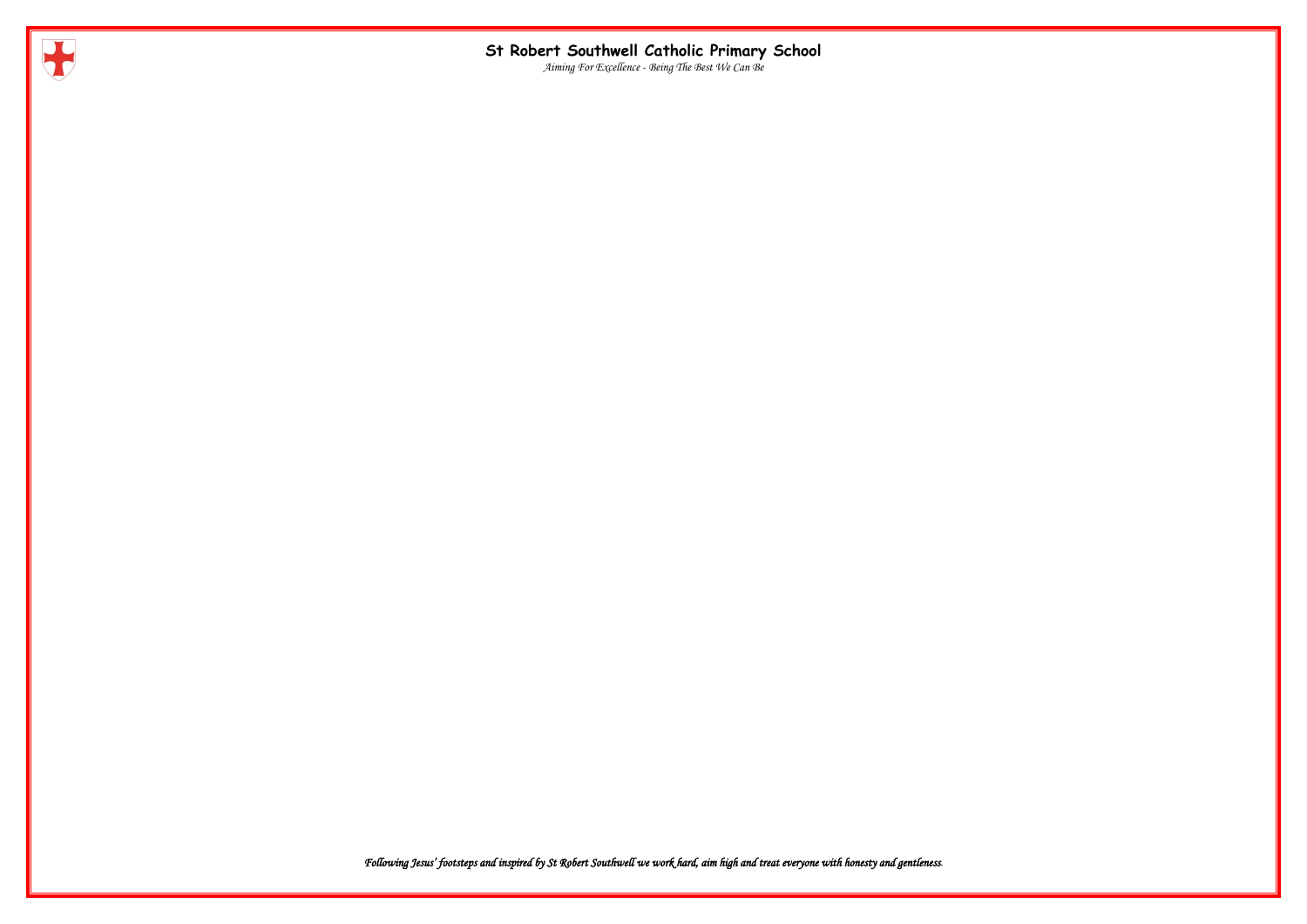**St Robert Southwell Catholic Primary School**

*Aiming For Excellence - Being The Best We Can Be*

*Following Jesus' footsteps and inspired by St Robert Southwell we work hard, aim high and treat everyone with honesty and gentleness.*